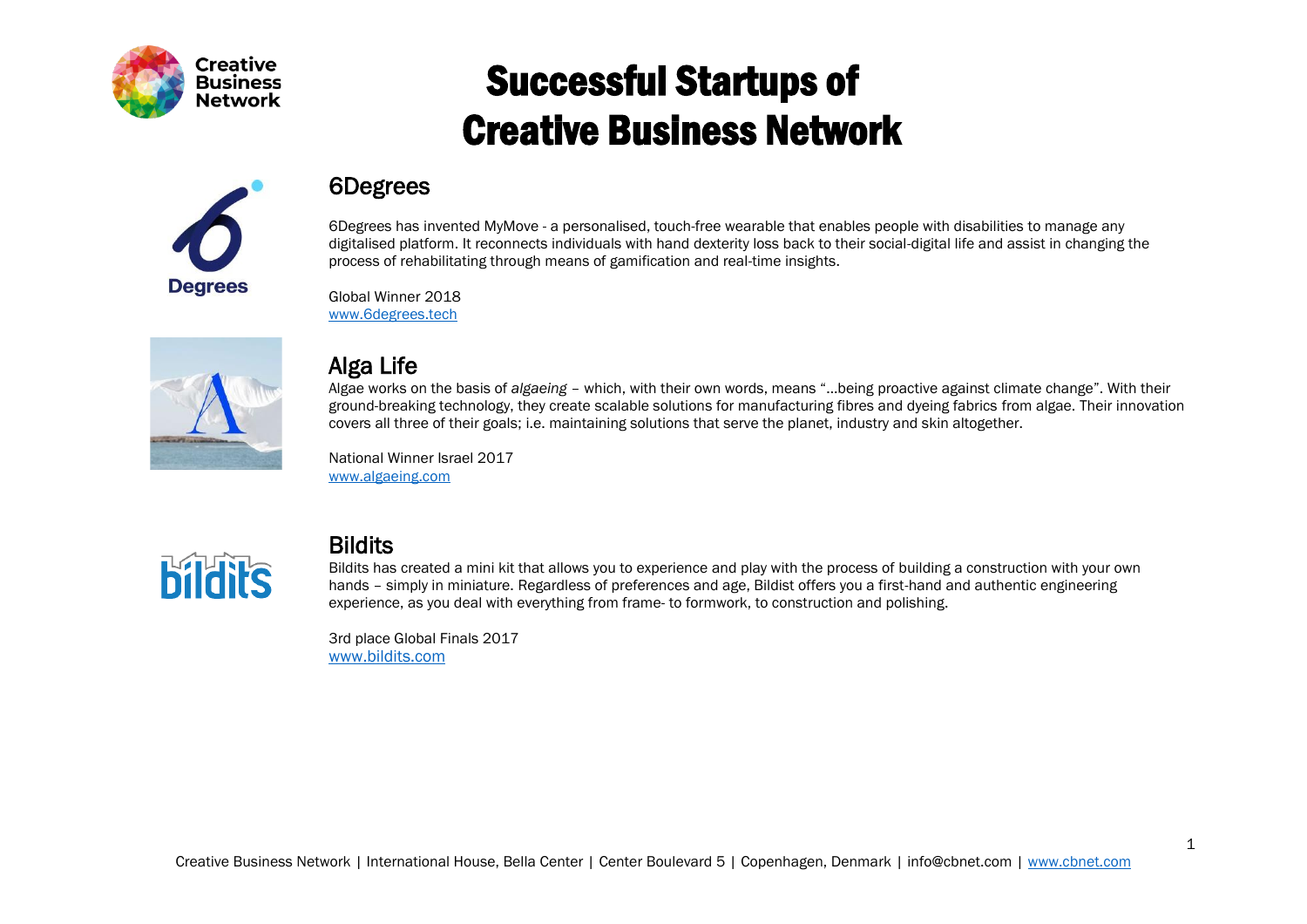# Successful Startups of Creative Business Network

## 6Degrees

6Degrees has invented MyMove - a personalised, touch-free wearable that enables people with disabilities to manage any digitalised platform. It reconnects individuals with hand dexterity loss back to their social-digital life and assist in changing the process of rehabilitating through means of gamification and real-time insights.

Global Winner 2018
[www.6degrees.tech](http://www.6degrees.tech)

## Alga Life

Algae works on the basis of *algaeing* – which, with their own words, means "…being proactive against climate change". With their ground-breaking technology, they create scalable solutions for manufacturing fibres and dyeing fabrics from algae. Their innovation covers all three of their goals; i.e. maintaining solutions that serve the planet, industry and skin altogether.

National Winner Israel 2017
[www.algaeing.com](http://www.algaeing.com)

## Bildits

Bildits has created a mini kit that allows you to experience and play with the process of building a construction with your own hands – simply in miniature. Regardless of preferences and age, Bildist offers you a first-hand and authentic engineering experience, as you deal with everything from frame- to formwork, to construction and polishing.

3rd place Global Finals 2017
[www.bildits.com](http://www.bildits.com)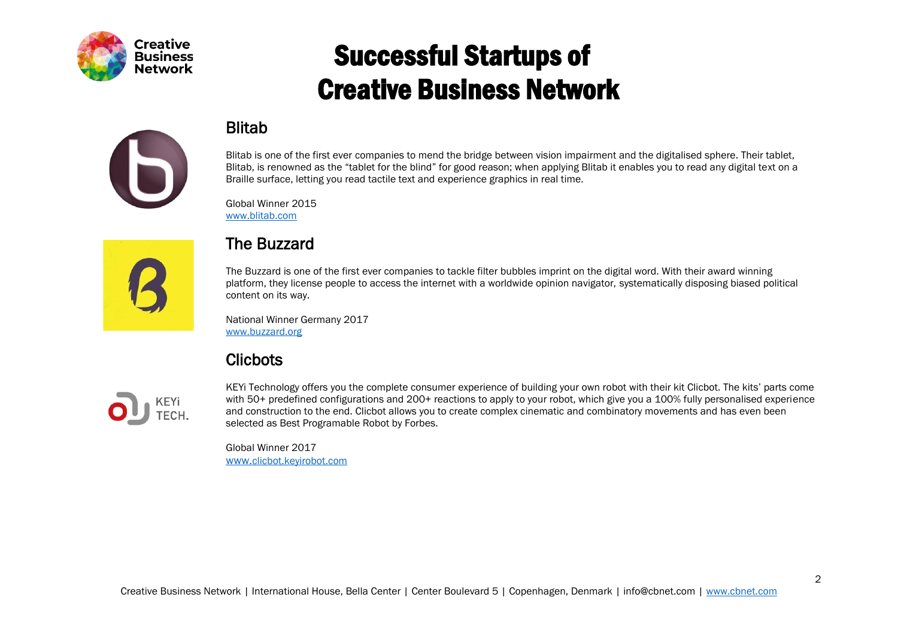# Successful Startups of Creative Business Network

## Blitab

Blitab is one of the first ever companies to mend the bridge between vision impairment and the digitalised sphere. Their tablet, Blitab, is renowned as the "tablet for the blind" for good reason; when applying Blitab it enables you to read any digital text on a Braille surface, letting you read tactile text and experience graphics in real time.

Global Winner 2015
[www.blitab.com](www.blitab.com)

## The Buzzard

The Buzzard is one of the first ever companies to tackle filter bubbles imprint on the digital word. With their award winning platform, they license people to access the internet with a worldwide opinion navigator, systematically disposing biased political content on its way.

National Winner Germany 2017
[www.buzzard.org](www.buzzard.org)

## Clicbots

KEYi Technology offers you the complete consumer experience of building your own robot with their kit Clicbot. The kits' parts come with 50+ predefined configurations and 200+ reactions to apply to your robot, which give you a 100% fully personalised experience and construction to the end. Clicbot allows you to create complex cinematic and combinatory movements and has even been selected as Best Programable Robot by Forbes.

Global Winner 2017
[www.clicbot.keyirobot.com](www.clicbot.keyirobot.com)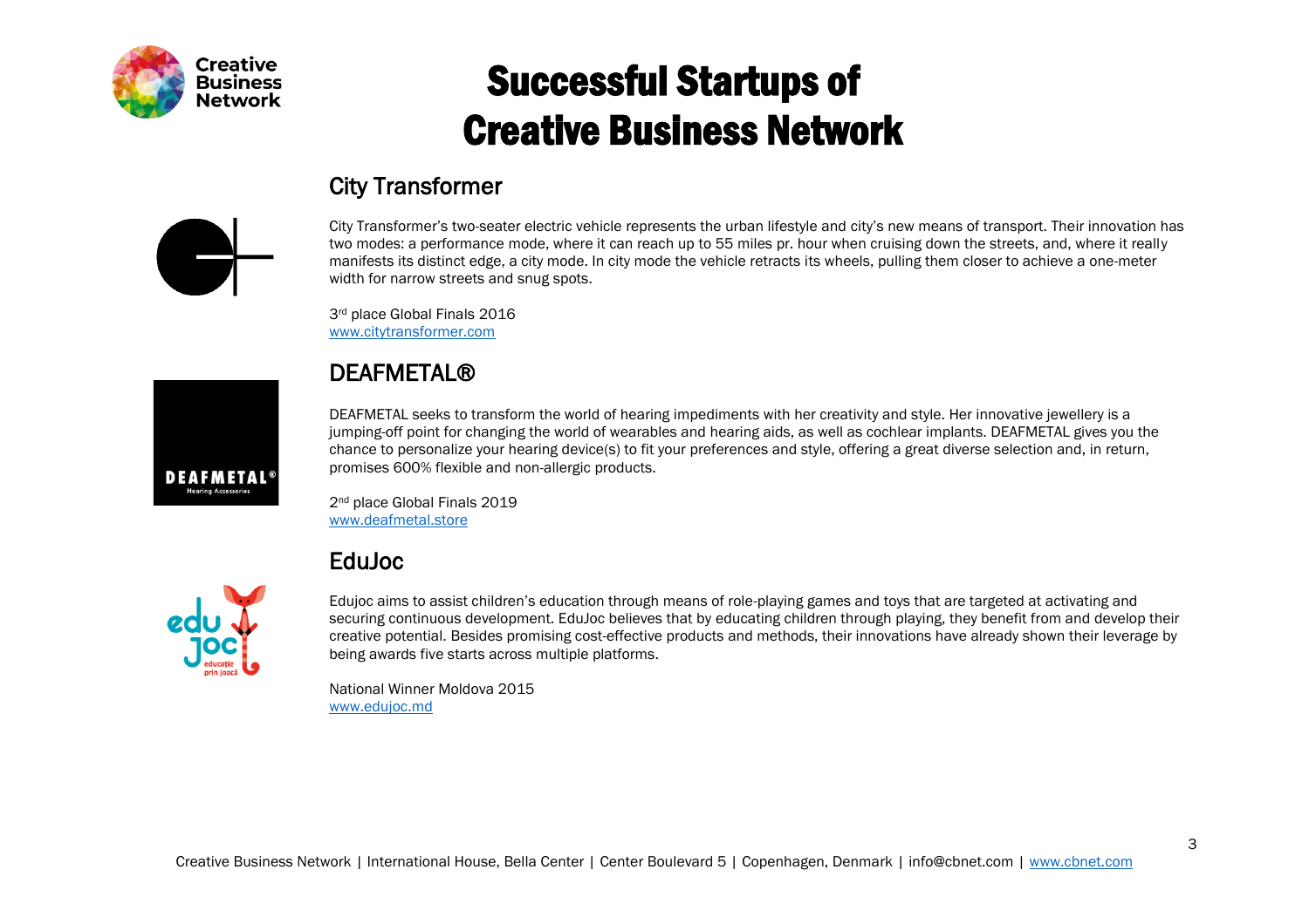# Successful Startups of Creative Business Network

## City Transformer

City Transformer's two-seater electric vehicle represents the urban lifestyle and city's new means of transport. Their innovation has two modes: a performance mode, where it can reach up to 55 miles pr. hour when cruising down the streets, and, where it really manifests its distinct edge, a city mode. In city mode the vehicle retracts its wheels, pulling them closer to achieve a one-meter width for narrow streets and snug spots.

3rd place Global Finals 2016
www.citytransformer.com

## DEAFMETAL®

DEAFMETAL seeks to transform the world of hearing impediments with her creativity and style. Her innovative jewellery is a jumping-off point for changing the world of wearables and hearing aids, as well as cochlear implants. DEAFMETAL gives you the chance to personalize your hearing device(s) to fit your preferences and style, offering a great diverse selection and, in return, promises 600% flexible and non-allergic products.

2nd place Global Finals 2019
www.deafmetal.store

## EduJoc

Edujoc aims to assist children's education through means of role-playing games and toys that are targeted at activating and securing continuous development. EduJoc believes that by educating children through playing, they benefit from and develop their creative potential. Besides promising cost-effective products and methods, their innovations have already shown their leverage by being awards five starts across multiple platforms.

National Winner Moldova 2015
www.edujoc.md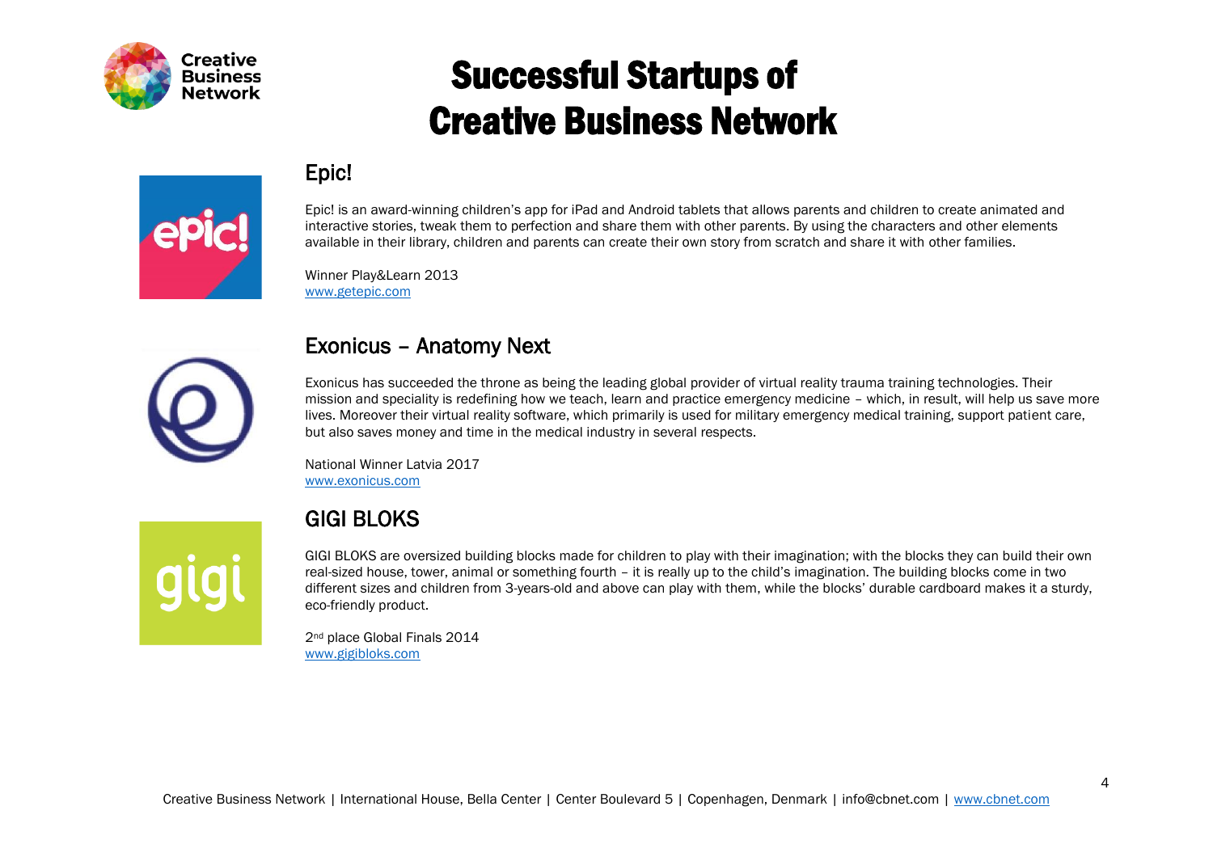# Successful Startups of Creative Business Network

## Epic!

Epic! is an award-winning children's app for iPad and Android tablets that allows parents and children to create animated and interactive stories, tweak them to perfection and share them with other parents. By using the characters and other elements available in their library, children and parents can create their own story from scratch and share it with other families.

Winner Play&Learn 2013
www.getepic.com

## Exonicus – Anatomy Next

Exonicus has succeeded the throne as being the leading global provider of virtual reality trauma training technologies. Their mission and speciality is redefining how we teach, learn and practice emergency medicine – which, in result, will help us save more lives. Moreover their virtual reality software, which primarily is used for military emergency medical training, support patient care, but also saves money and time in the medical industry in several respects.

National Winner Latvia 2017
www.exonicus.com

## GIGI BLOKS

GIGI BLOKS are oversized building blocks made for children to play with their imagination; with the blocks they can build their own real-sized house, tower, animal or something fourth – it is really up to the child's imagination. The building blocks come in two different sizes and children from 3-years-old and above can play with them, while the blocks' durable cardboard makes it a sturdy, eco-friendly product.

2nd place Global Finals 2014
www.gigibloks.com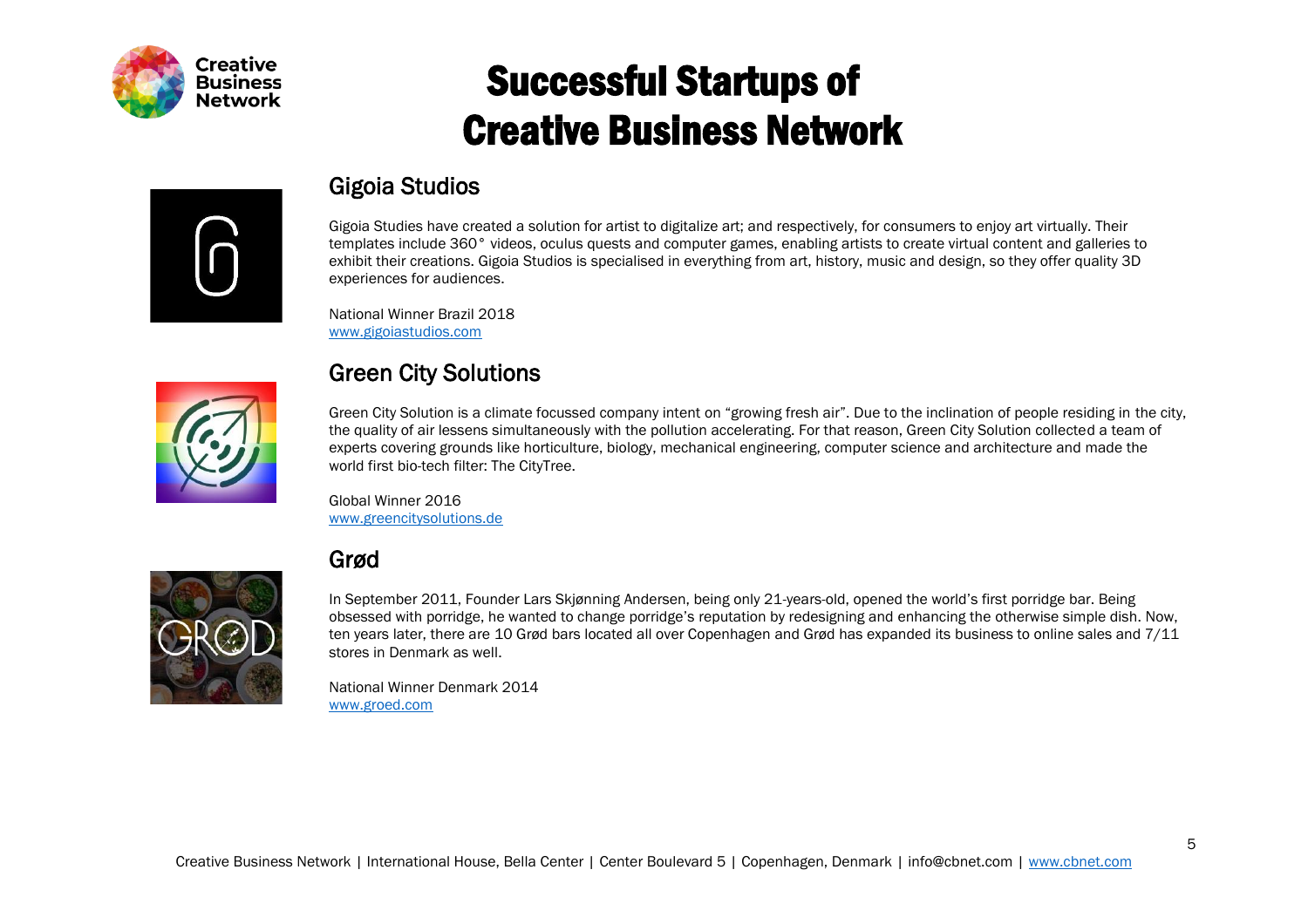# Successful Startups of Creative Business Network

## Gigoia Studios

Gigoia Studies have created a solution for artist to digitalize art; and respectively, for consumers to enjoy art virtually. Their templates include 360° videos, oculus quests and computer games, enabling artists to create virtual content and galleries to exhibit their creations. Gigoia Studios is specialised in everything from art, history, music and design, so they offer quality 3D experiences for audiences.

National Winner Brazil 2018
www.gigoiastudios.com

## Green City Solutions

Green City Solution is a climate focussed company intent on "growing fresh air". Due to the inclination of people residing in the city, the quality of air lessens simultaneously with the pollution accelerating. For that reason, Green City Solution collected a team of experts covering grounds like horticulture, biology, mechanical engineering, computer science and architecture and made the world first bio-tech filter: The CityTree.

Global Winner 2016
www.greencitysolutions.de

## Grød

In September 2011, Founder Lars Skjønning Andersen, being only 21-years-old, opened the world's first porridge bar. Being obsessed with porridge, he wanted to change porridge's reputation by redesigning and enhancing the otherwise simple dish. Now, ten years later, there are 10 Grød bars located all over Copenhagen and Grød has expanded its business to online sales and 7/11 stores in Denmark as well.

National Winner Denmark 2014
www.groed.com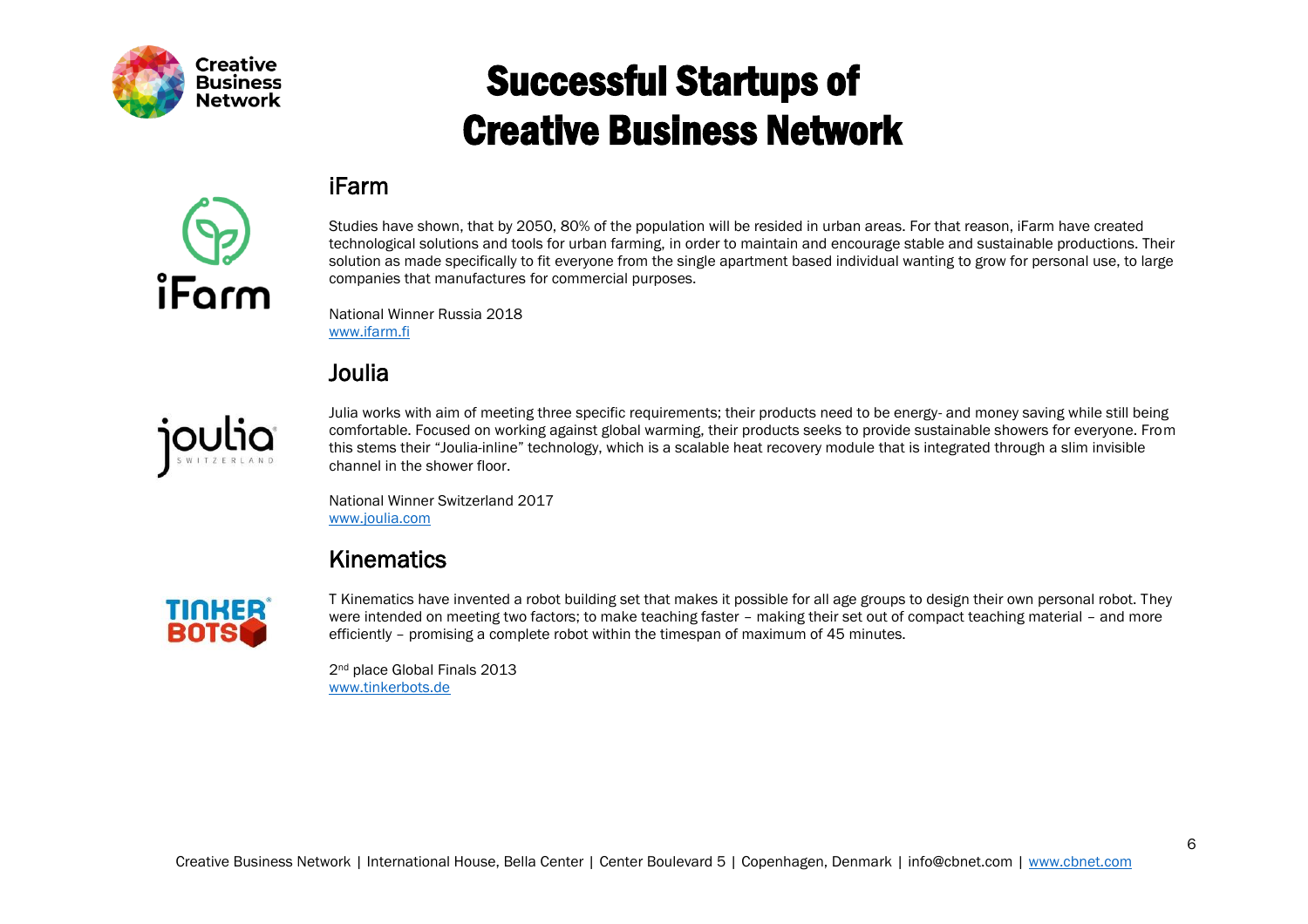# Successful Startups of Creative Business Network

## iFarm

Studies have shown, that by 2050, 80% of the population will be resided in urban areas. For that reason, iFarm have created technological solutions and tools for urban farming, in order to maintain and encourage stable and sustainable productions. Their solution as made specifically to fit everyone from the single apartment based individual wanting to grow for personal use, to large companies that manufactures for commercial purposes.

National Winner Russia 2018
www.ifarm.fi

## Joulia

Julia works with aim of meeting three specific requirements; their products need to be energy- and money saving while still being comfortable. Focused on working against global warming, their products seeks to provide sustainable showers for everyone. From this stems their "Joulia-inline" technology, which is a scalable heat recovery module that is integrated through a slim invisible channel in the shower floor.

National Winner Switzerland 2017
www.joulia.com

## Kinematics

T Kinematics have invented a robot building set that makes it possible for all age groups to design their own personal robot. They were intended on meeting two factors; to make teaching faster – making their set out of compact teaching material – and more efficiently – promising a complete robot within the timespan of maximum of 45 minutes.

2nd place Global Finals 2013
www.tinkerbots.de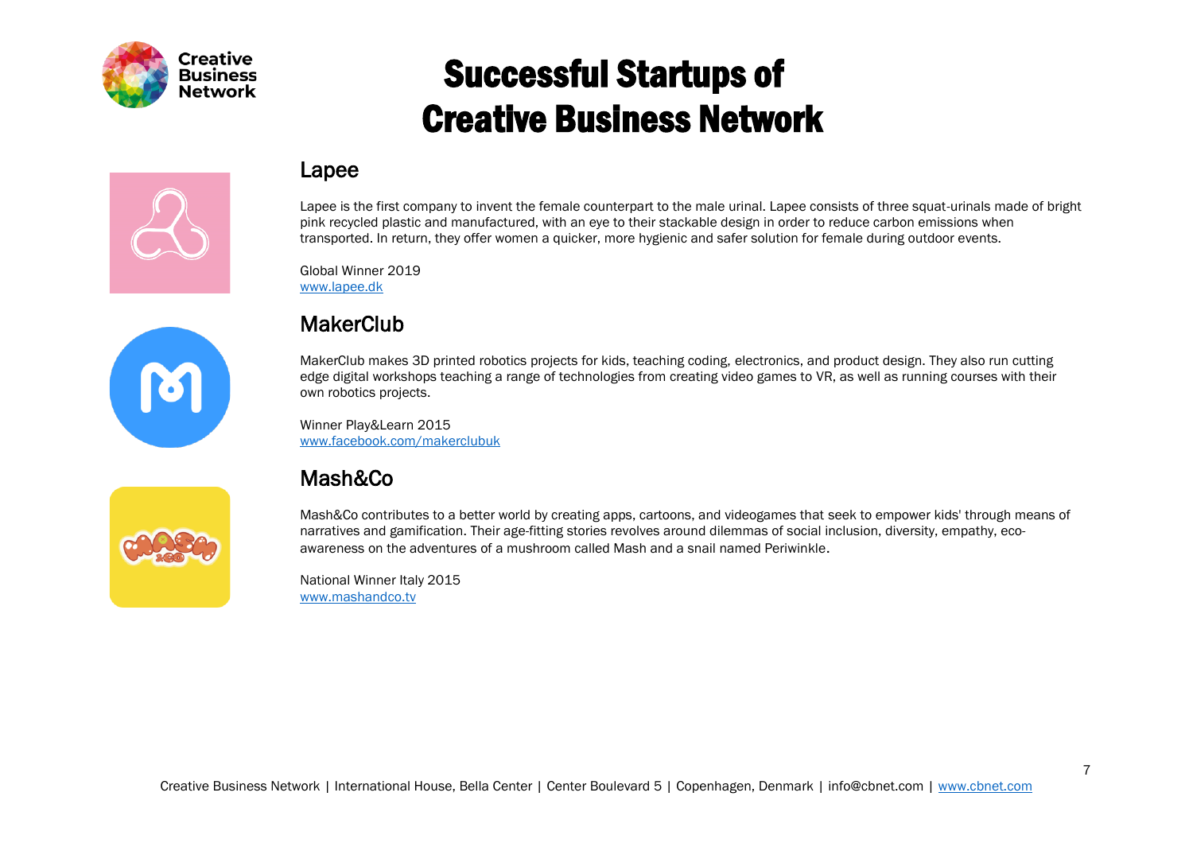# Successful Startups of Creative Business Network

## Lapee

Lapee is the first company to invent the female counterpart to the male urinal. Lapee consists of three squat-urinals made of bright pink recycled plastic and manufactured, with an eye to their stackable design in order to reduce carbon emissions when transported. In return, they offer women a quicker, more hygienic and safer solution for female during outdoor events.

Global Winner 2019
www.lapee.dk

## MakerClub

MakerClub makes 3D printed robotics projects for kids, teaching coding, electronics, and product design. They also run cutting edge digital workshops teaching a range of technologies from creating video games to VR, as well as running courses with their own robotics projects.

Winner Play&Learn 2015
www.facebook.com/makerclubuk

## Mash&Co

Mash&Co contributes to a better world by creating apps, cartoons, and videogames that seek to empower kids' through means of narratives and gamification. Their age-fitting stories revolves around dilemmas of social inclusion, diversity, empathy, eco-awareness on the adventures of a mushroom called Mash and a snail named Periwinkle.

National Winner Italy 2015
www.mashandco.tv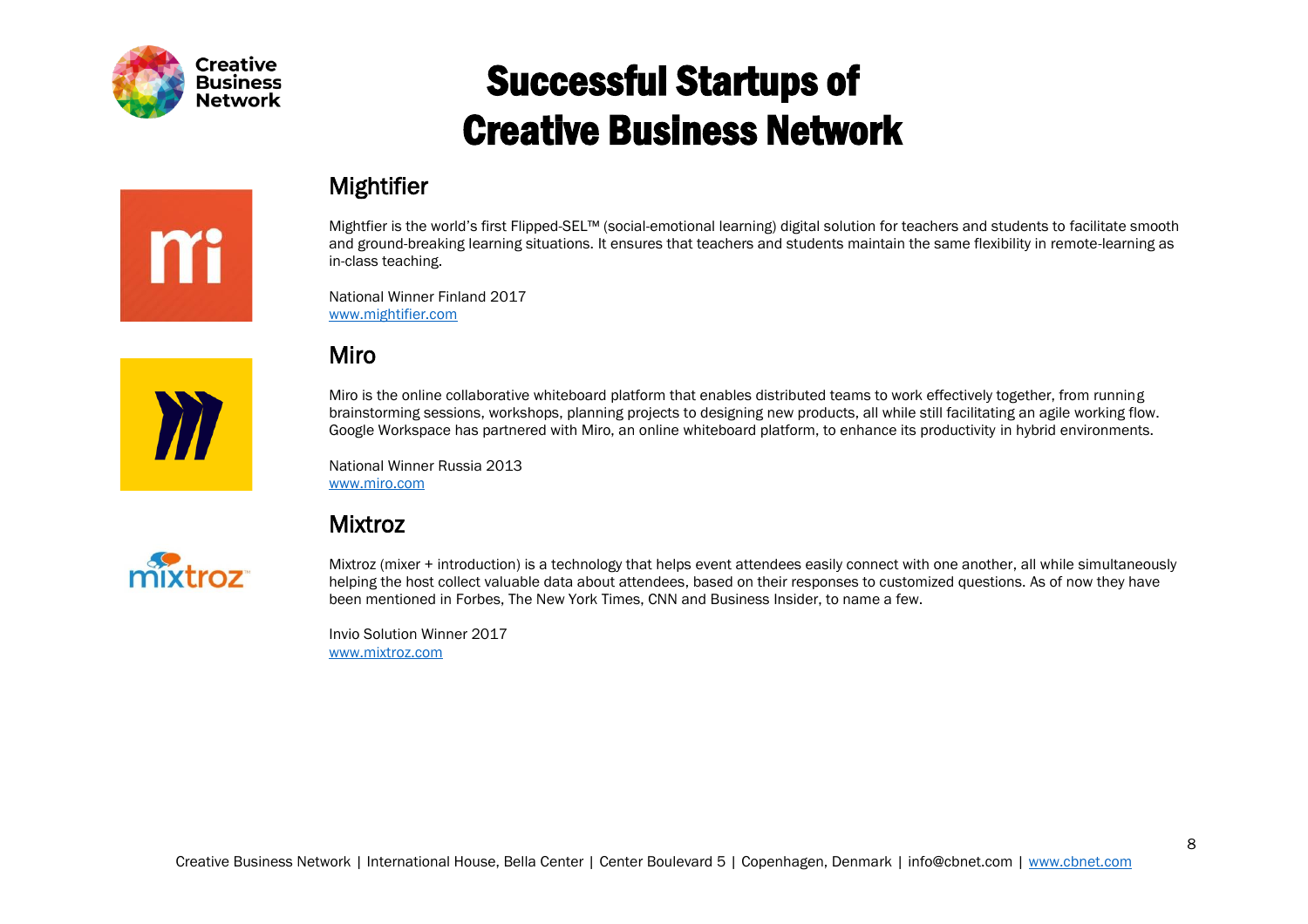# Successful Startups of Creative Business Network

## Mightifier

Mightfier is the world's first Flipped-SEL™ (social-emotional learning) digital solution for teachers and students to facilitate smooth and ground-breaking learning situations. It ensures that teachers and students maintain the same flexibility in remote-learning as in-class teaching.

National Winner Finland 2017
[www.mightifier.com](http://www.mightifier.com)

## Miro

Miro is the online collaborative whiteboard platform that enables distributed teams to work effectively together, from running brainstorming sessions, workshops, planning projects to designing new products, all while still facilitating an agile working flow. Google Workspace has partnered with Miro, an online whiteboard platform, to enhance its productivity in hybrid environments.

National Winner Russia 2013
[www.miro.com](http://www.miro.com)

## Mixtroz

Mixtroz (mixer + introduction) is a technology that helps event attendees easily connect with one another, all while simultaneously helping the host collect valuable data about attendees, based on their responses to customized questions. As of now they have been mentioned in Forbes, The New York Times, CNN and Business Insider, to name a few.

Invio Solution Winner 2017
[www.mixtroz.com](http://www.mixtroz.com)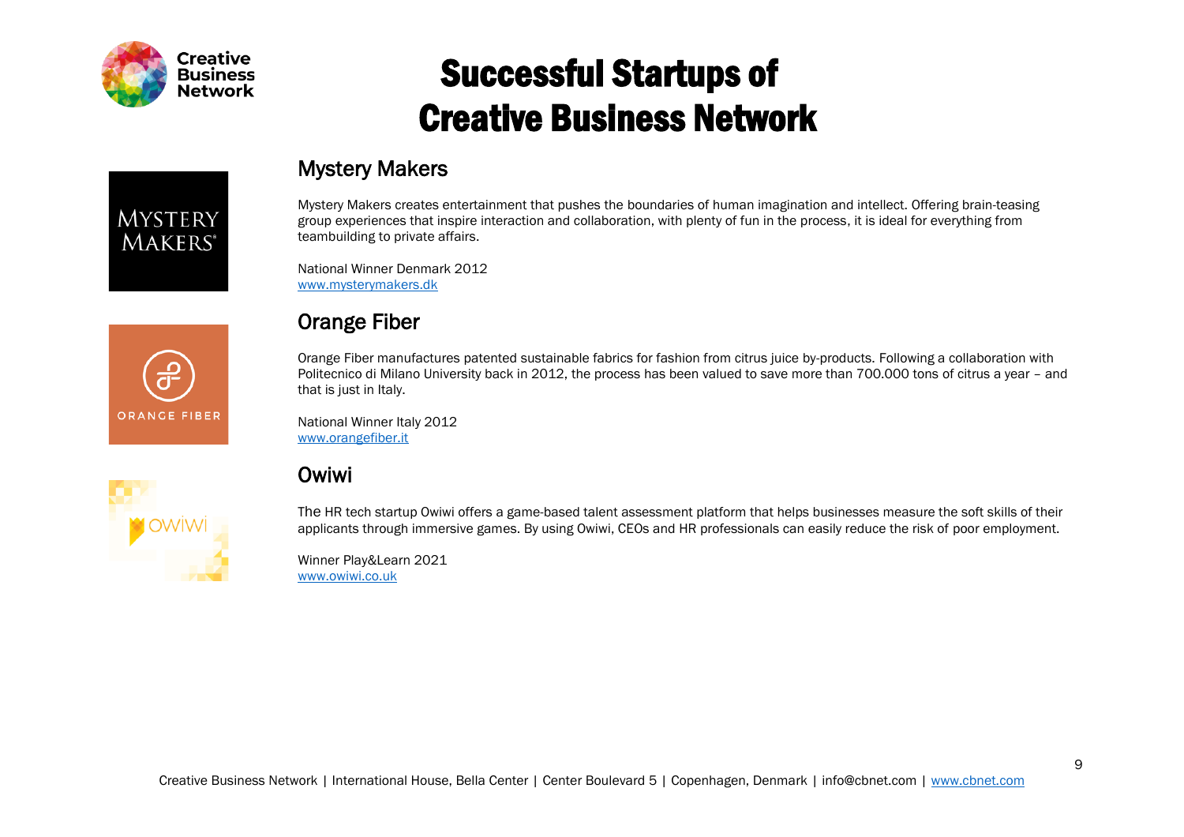# Successful Startups of Creative Business Network

## Mystery Makers

Mystery Makers creates entertainment that pushes the boundaries of human imagination and intellect. Offering brain-teasing group experiences that inspire interaction and collaboration, with plenty of fun in the process, it is ideal for everything from teambuilding to private affairs.

National Winner Denmark 2012
www.mysterymakers.dk

## Orange Fiber

Orange Fiber manufactures patented sustainable fabrics for fashion from citrus juice by-products. Following a collaboration with Politecnico di Milano University back in 2012, the process has been valued to save more than 700.000 tons of citrus a year – and that is just in Italy.

National Winner Italy 2012
www.orangefiber.it

## Owiwi

The HR tech startup Owiwi offers a game-based talent assessment platform that helps businesses measure the soft skills of their applicants through immersive games. By using Owiwi, CEOs and HR professionals can easily reduce the risk of poor employment.

Winner Play&Learn 2021
www.owiwi.co.uk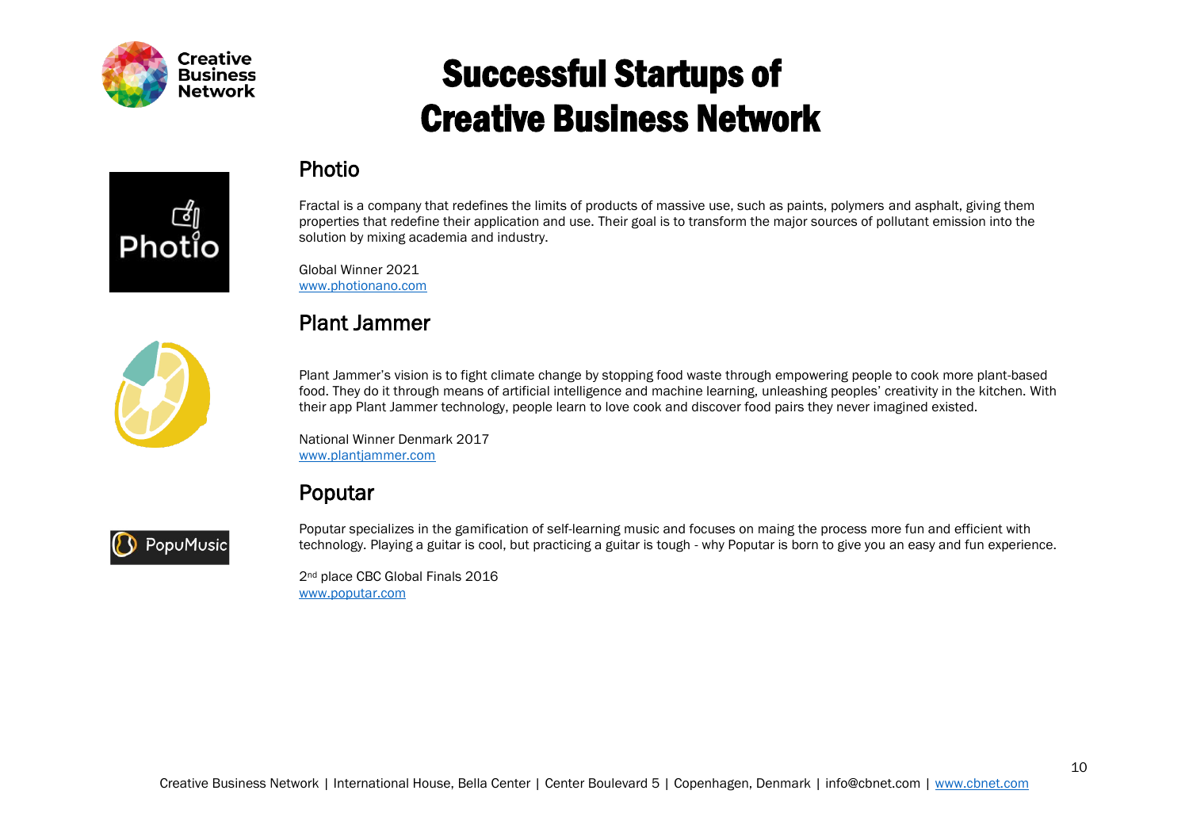# Successful Startups of Creative Business Network

## Photio

Fractal is a company that redefines the limits of products of massive use, such as paints, polymers and asphalt, giving them properties that redefine their application and use. Their goal is to transform the major sources of pollutant emission into the solution by mixing academia and industry.

Global Winner 2021
www.photionano.com

## Plant Jammer

Plant Jammer's vision is to fight climate change by stopping food waste through empowering people to cook more plant-based food. They do it through means of artificial intelligence and machine learning, unleashing peoples' creativity in the kitchen. With their app Plant Jammer technology, people learn to love cook and discover food pairs they never imagined existed.

National Winner Denmark 2017
www.plantjammer.com

## Poputar

Poputar specializes in the gamification of self-learning music and focuses on maing the process more fun and efficient with technology. Playing a guitar is cool, but practicing a guitar is tough - why Poputar is born to give you an easy and fun experience.

2nd place CBC Global Finals 2016
www.poputar.com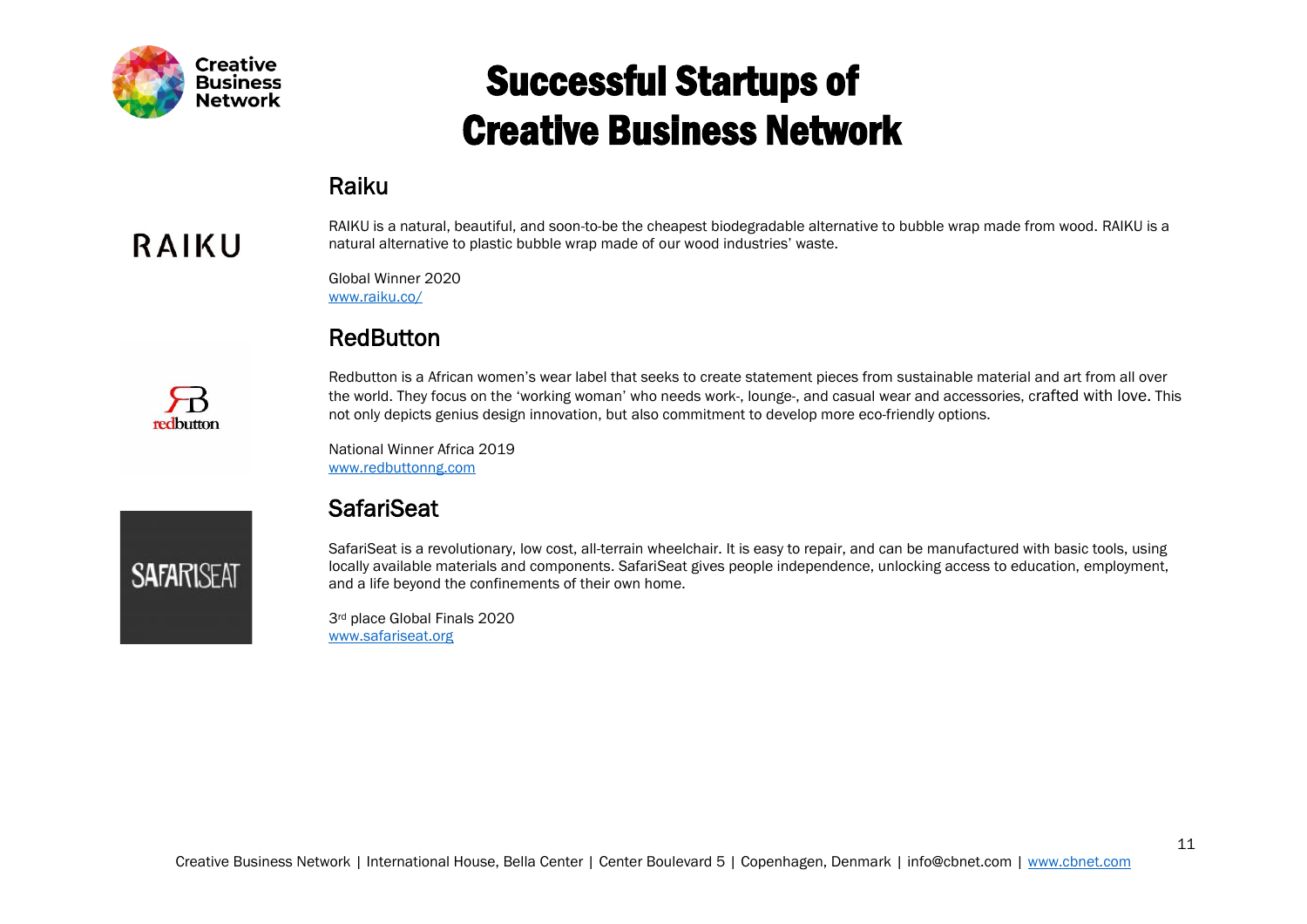# Successful Startups of Creative Business Network

## Raiku

RAIKU is a natural, beautiful, and soon-to-be the cheapest biodegradable alternative to bubble wrap made from wood. RAIKU is a natural alternative to plastic bubble wrap made of our wood industries' waste.

Global Winner 2020
www.raiku.co/

## RedButton

Redbutton is a African women's wear label that seeks to create statement pieces from sustainable material and art from all over the world. They focus on the 'working woman' who needs work-, lounge-, and casual wear and accessories, crafted with love. This not only depicts genius design innovation, but also commitment to develop more eco-friendly options.

National Winner Africa 2019
www.redbuttonng.com

## SafariSeat

SafariSeat is a revolutionary, low cost, all-terrain wheelchair. It is easy to repair, and can be manufactured with basic tools, using locally available materials and components. SafariSeat gives people independence, unlocking access to education, employment, and a life beyond the confinements of their own home.

3rd place Global Finals 2020
www.safariseat.org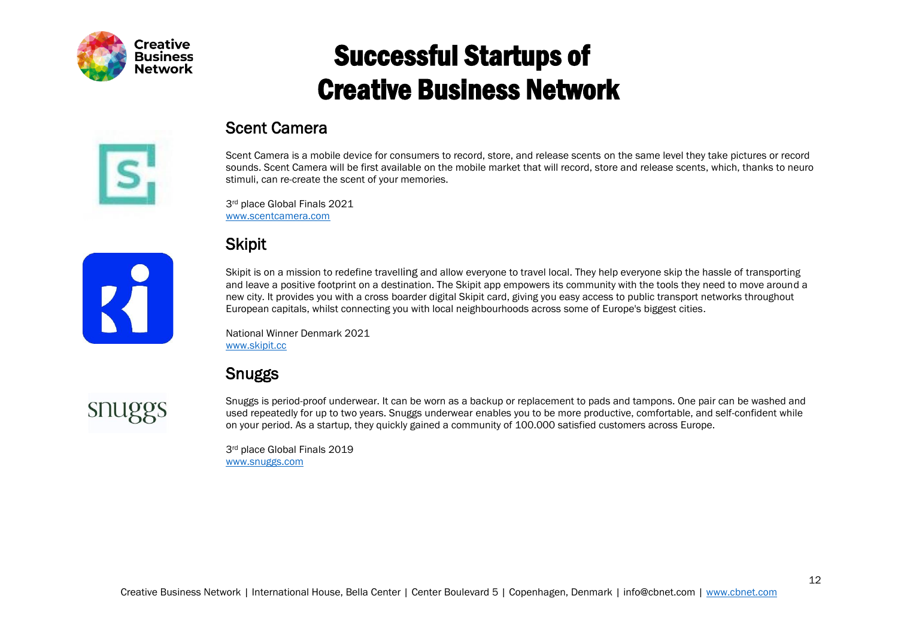# Successful Startups of Creative Business Network

## Scent Camera

Scent Camera is a mobile device for consumers to record, store, and release scents on the same level they take pictures or record sounds. Scent Camera will be first available on the mobile market that will record, store and release scents, which, thanks to neuro stimuli, can re-create the scent of your memories.

3rd place Global Finals 2021
www.scentcamera.com

## Skipit

Skipit is on a mission to redefine travelling and allow everyone to travel local. They help everyone skip the hassle of transporting and leave a positive footprint on a destination. The Skipit app empowers its community with the tools they need to move around a new city. It provides you with a cross boarder digital Skipit card, giving you easy access to public transport networks throughout European capitals, whilst connecting you with local neighbourhoods across some of Europe's biggest cities.

National Winner Denmark 2021
www.skipit.cc

## Snuggs

Snuggs is period-proof underwear. It can be worn as a backup or replacement to pads and tampons. One pair can be washed and used repeatedly for up to two years. Snuggs underwear enables you to be more productive, comfortable, and self-confident while on your period. As a startup, they quickly gained a community of 100.000 satisfied customers across Europe.

3rd place Global Finals 2019
www.snuggs.com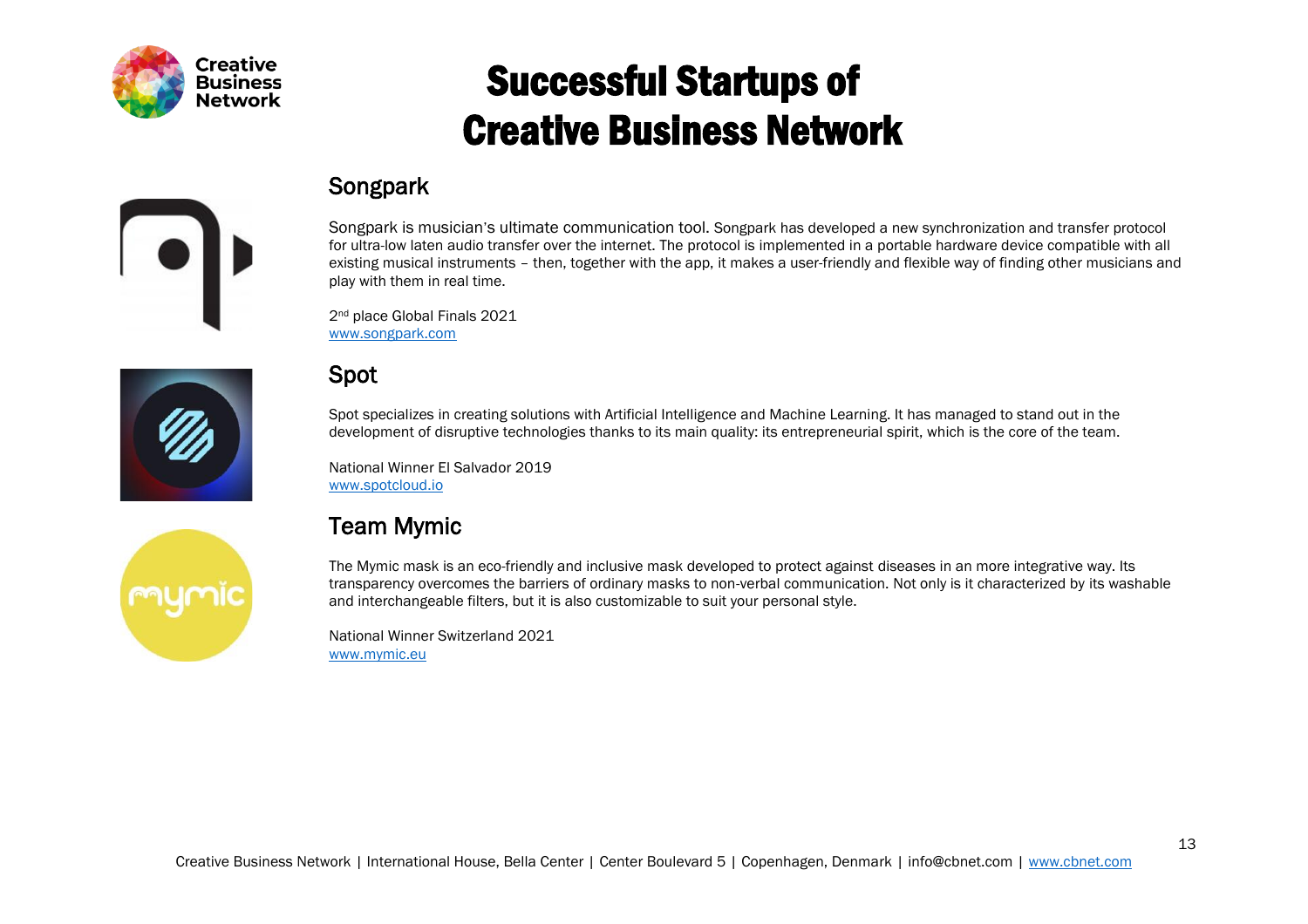# Successful Startups of Creative Business Network

## Songpark

Songpark is musician's ultimate communication tool. Songpark has developed a new synchronization and transfer protocol for ultra-low laten audio transfer over the internet. The protocol is implemented in a portable hardware device compatible with all existing musical instruments – then, together with the app, it makes a user-friendly and flexible way of finding other musicians and play with them in real time.

2nd place Global Finals 2021
www.songpark.com

## Spot

Spot specializes in creating solutions with Artificial Intelligence and Machine Learning. It has managed to stand out in the development of disruptive technologies thanks to its main quality: its entrepreneurial spirit, which is the core of the team.

National Winner El Salvador 2019
www.spotcloud.io

## Team Mymic

The Mymic mask is an eco-friendly and inclusive mask developed to protect against diseases in an more integrative way. Its transparency overcomes the barriers of ordinary masks to non-verbal communication. Not only is it characterized by its washable and interchangeable filters, but it is also customizable to suit your personal style.

National Winner Switzerland 2021
www.mymic.eu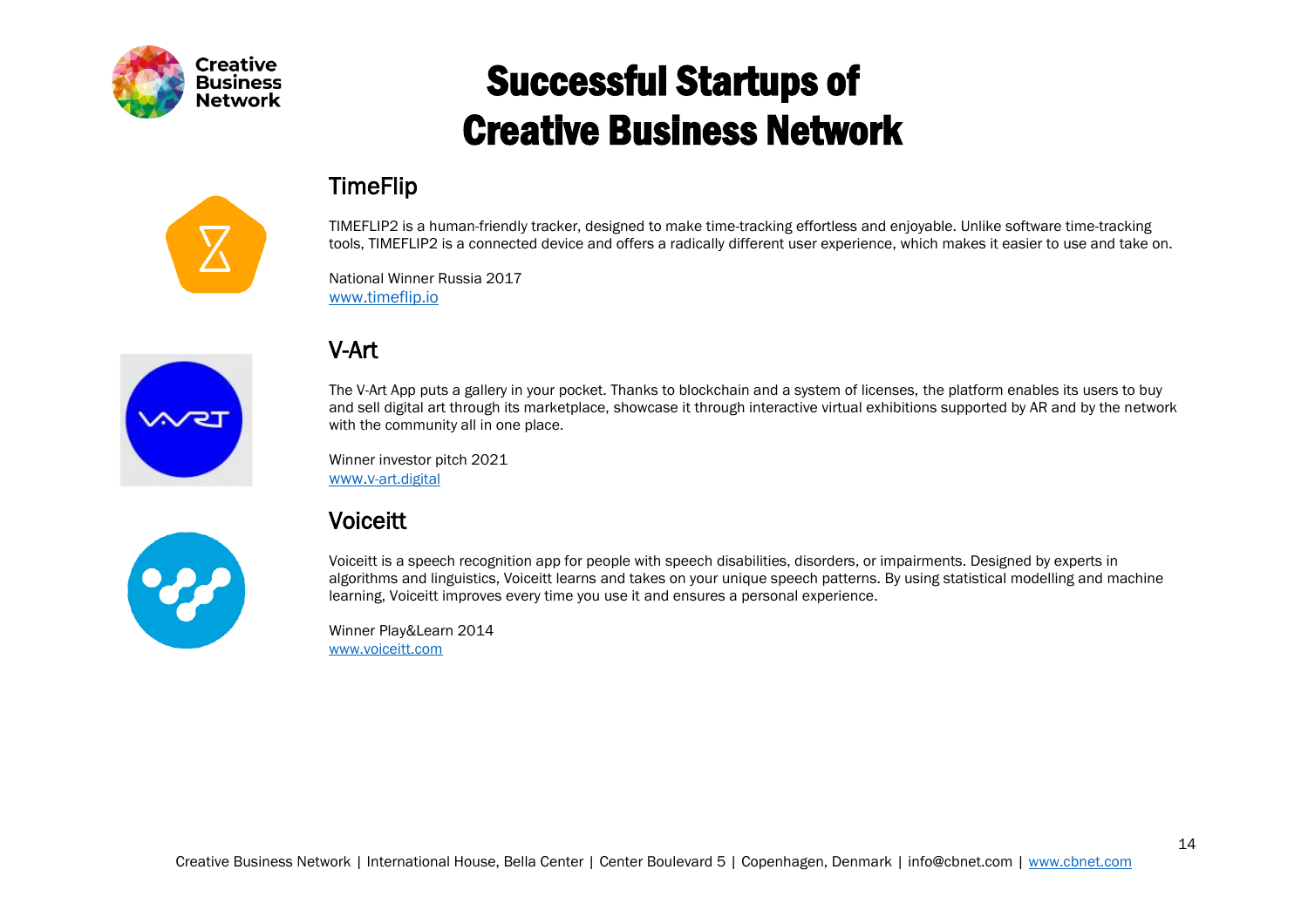# Successful Startups of Creative Business Network

## TimeFlip

TIMEFLIP2 is a human-friendly tracker, designed to make time-tracking effortless and enjoyable. Unlike software time-tracking tools, TIMEFLIP2 is a connected device and offers a radically different user experience, which makes it easier to use and take on.

National Winner Russia 2017
www.timeflip.io

## V-Art

The V-Art App puts a gallery in your pocket. Thanks to blockchain and a system of licenses, the platform enables its users to buy and sell digital art through its marketplace, showcase it through interactive virtual exhibitions supported by AR and by the network with the community all in one place.

Winner investor pitch 2021
www.v-art.digital

## Voiceitt

Voiceitt is a speech recognition app for people with speech disabilities, disorders, or impairments. Designed by experts in algorithms and linguistics, Voiceitt learns and takes on your unique speech patterns. By using statistical modelling and machine learning, Voiceitt improves every time you use it and ensures a personal experience.

Winner Play&Learn 2014
www.voiceitt.com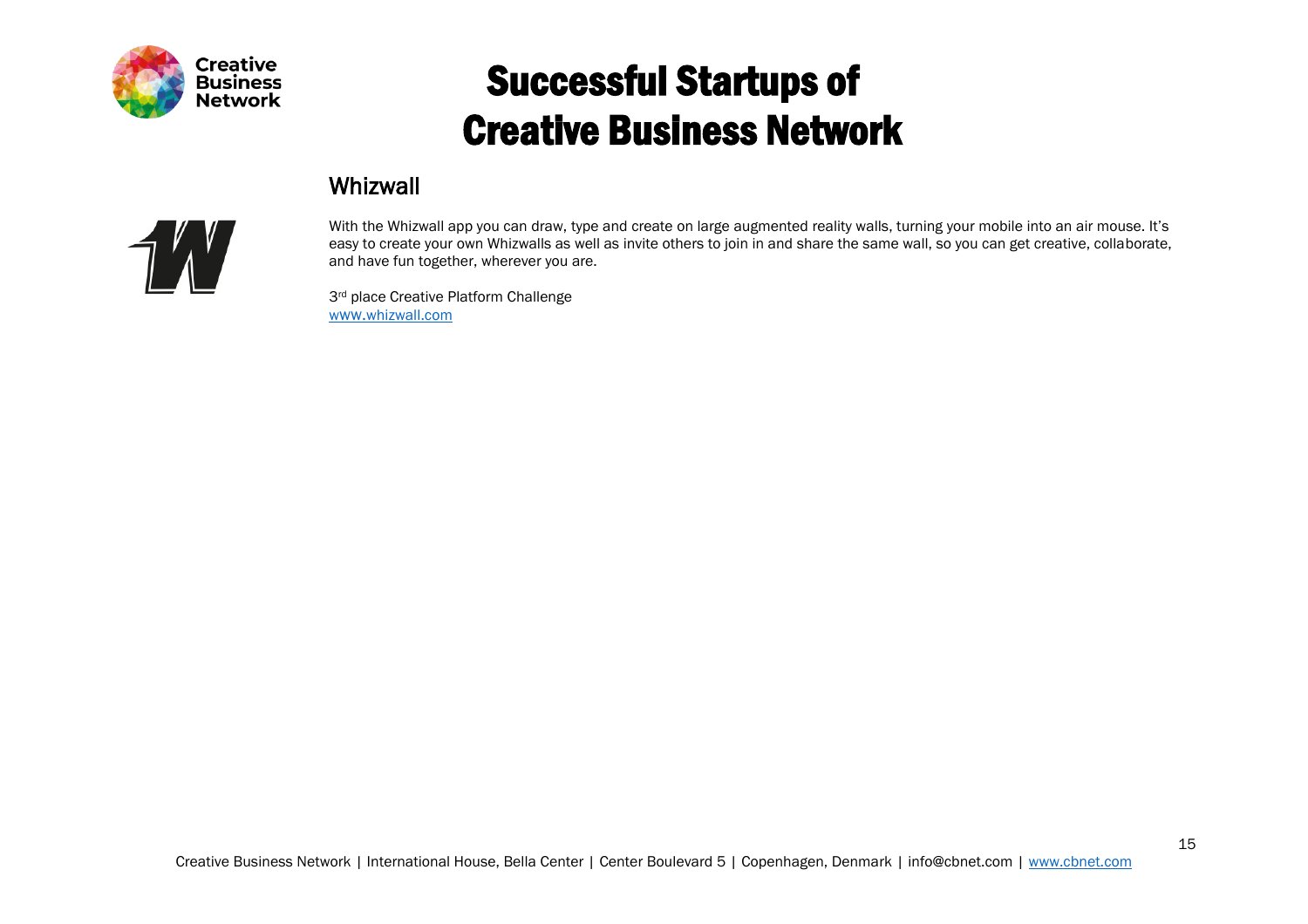# Successful Startups of Creative Business Network

## Whizwall

With the Whizwall app you can draw, type and create on large augmented reality walls, turning your mobile into an air mouse. It's easy to create your own Whizwalls as well as invite others to join in and share the same wall, so you can get creative, collaborate, and have fun together, wherever you are.

3rd place Creative Platform Challenge
www.whizwall.com

Creative Business Network | International House, Bella Center | Center Boulevard 5 | Copenhagen, Denmark | info@cbnet.com | www.cbnet.com